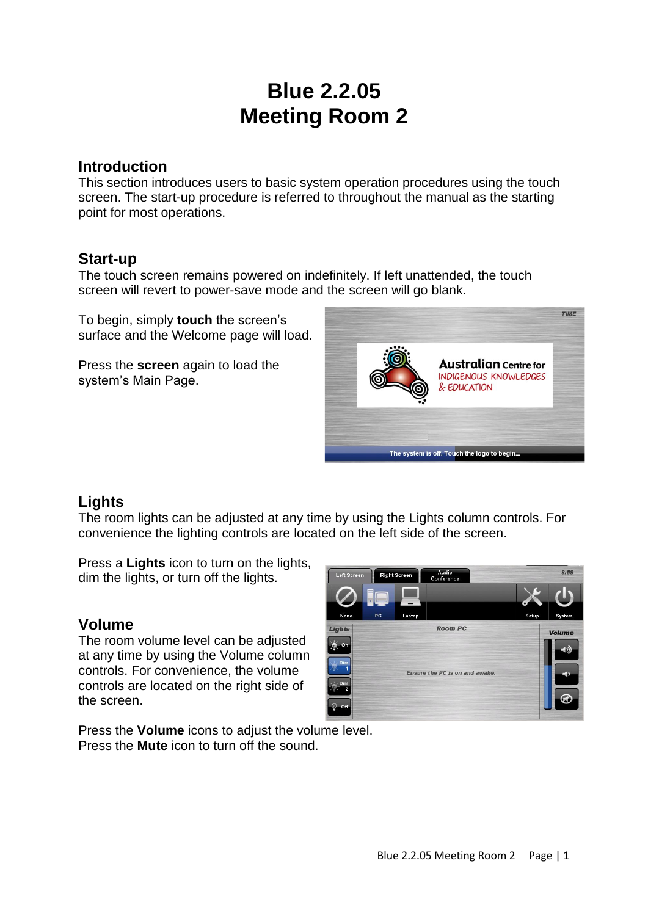# Blue 2.2.05
# Meeting Room 2

## Introduction

This section introduces users to basic system operation procedures using the touch screen. The start-up procedure is referred to throughout the manual as the starting point for most operations.

## Start-up

The touch screen remains powered on indefinitely. If left unattended, the touch screen will revert to power-save mode and the screen will go blank.

To begin, simply **touch** the screen's surface and the Welcome page will load.

Press the **screen** again to load the system's Main Page.

## Lights

The room lights can be adjusted at any time by using the Lights column controls. For convenience the lighting controls are located on the left side of the screen.

Press a **Lights** icon to turn on the lights, dim the lights, or turn off the lights.

## Volume

The room volume level can be adjusted at any time by using the Volume column controls. For convenience, the volume controls are located on the right side of the screen.

Press the **Volume** icons to adjust the volume level.
Press the **Mute** icon to turn off the sound.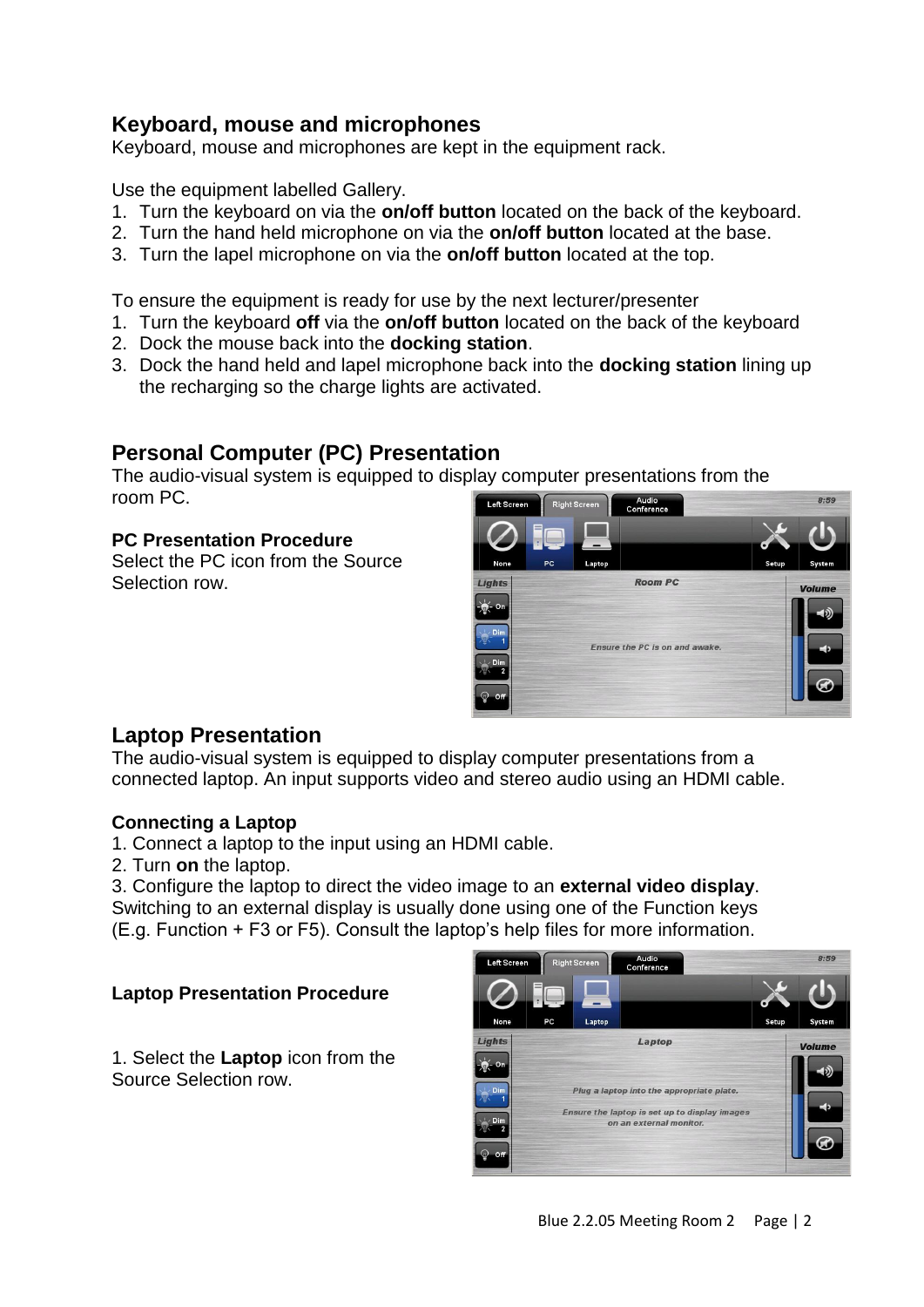## Keyboard, mouse and microphones

Keyboard, mouse and microphones are kept in the equipment rack.

Use the equipment labelled Gallery.

1. Turn the keyboard on via the **on/off button** located on the back of the keyboard.
2. Turn the hand held microphone on via the **on/off button** located at the base.
3. Turn the lapel microphone on via the **on/off button** located at the top.

To ensure the equipment is ready for use by the next lecturer/presenter

1. Turn the keyboard **off** via the **on/off button** located on the back of the keyboard
2. Dock the mouse back into the **docking station**.
3. Dock the hand held and lapel microphone back into the **docking station** lining up the recharging so the charge lights are activated.

## Personal Computer (PC) Presentation

The audio-visual system is equipped to display computer presentations from the room PC.

### PC Presentation Procedure

Select the PC icon from the Source Selection row.

## Laptop Presentation

The audio-visual system is equipped to display computer presentations from a connected laptop. An input supports video and stereo audio using an HDMI cable.

### Connecting a Laptop

1. Connect a laptop to the input using an HDMI cable.
2. Turn **on** the laptop.
3. Configure the laptop to direct the video image to an **external video display**. Switching to an external display is usually done using one of the Function keys (E.g. Function + F3 or F5). Consult the laptop's help files for more information.

### Laptop Presentation Procedure

1. Select the **Laptop** icon from the Source Selection row.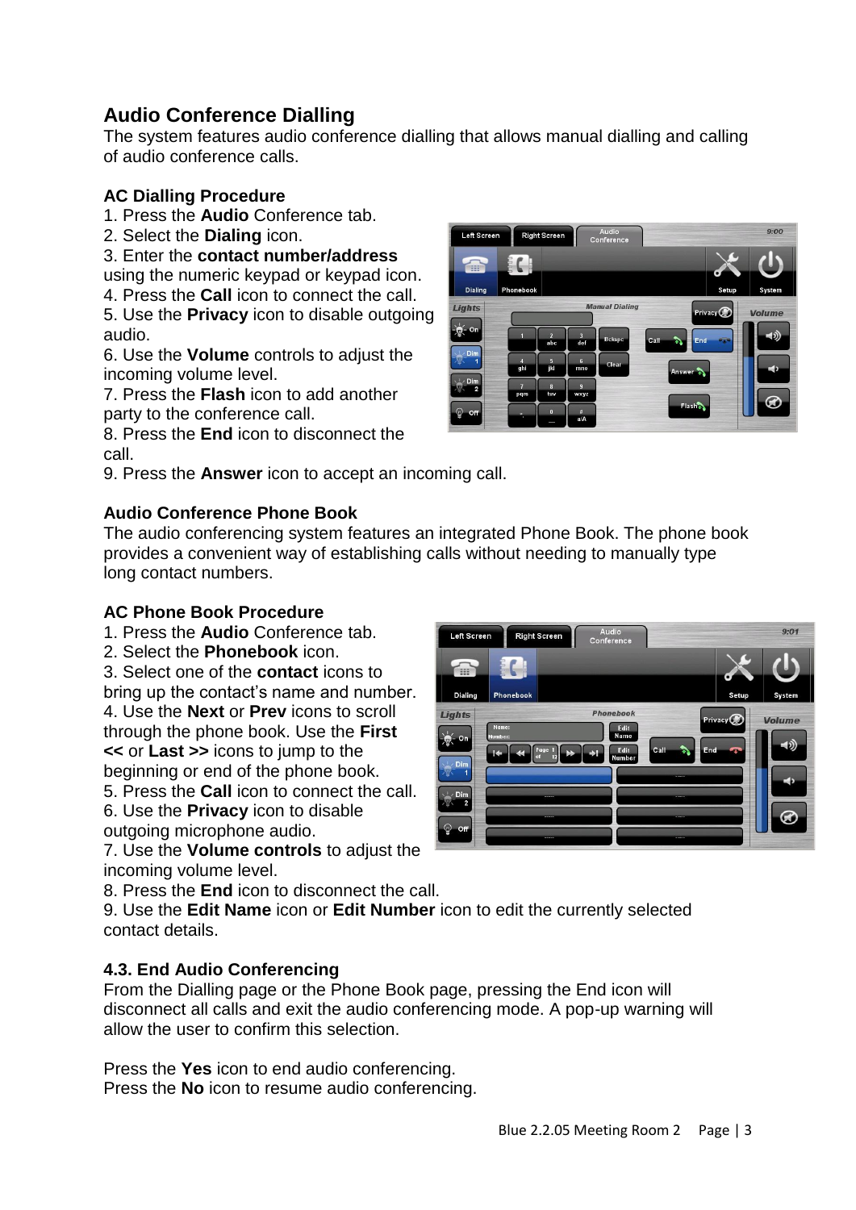## Audio Conference Dialling

The system features audio conference dialling that allows manual dialling and calling of audio conference calls.

### AC Dialling Procedure

1. Press the **Audio** Conference tab.
2. Select the **Dialing** icon.
3. Enter the **contact number/address** using the numeric keypad or keypad icon.
4. Press the **Call** icon to connect the call.
5. Use the **Privacy** icon to disable outgoing audio.
6. Use the **Volume** controls to adjust the incoming volume level.
7. Press the **Flash** icon to add another party to the conference call.
8. Press the **End** icon to disconnect the call.
9. Press the **Answer** icon to accept an incoming call.

## Audio Conference Phone Book

The audio conferencing system features an integrated Phone Book. The phone book provides a convenient way of establishing calls without needing to manually type long contact numbers.

### AC Phone Book Procedure

1. Press the **Audio** Conference tab.
2. Select the **Phonebook** icon.
3. Select one of the **contact** icons to bring up the contact's name and number.
4. Use the **Next** or **Prev** icons to scroll through the phone book. Use the **First <<** or **Last >>** icons to jump to the beginning or end of the phone book.
5. Press the **Call** icon to connect the call.
6. Use the **Privacy** icon to disable outgoing microphone audio.
7. Use the **Volume controls** to adjust the incoming volume level.
8. Press the **End** icon to disconnect the call.
9. Use the **Edit Name** icon or **Edit Number** icon to edit the currently selected contact details.

### 4.3. End Audio Conferencing

From the Dialling page or the Phone Book page, pressing the End icon will disconnect all calls and exit the audio conferencing mode. A pop-up warning will allow the user to confirm this selection.

Press the **Yes** icon to end audio conferencing.
Press the **No** icon to resume audio conferencing.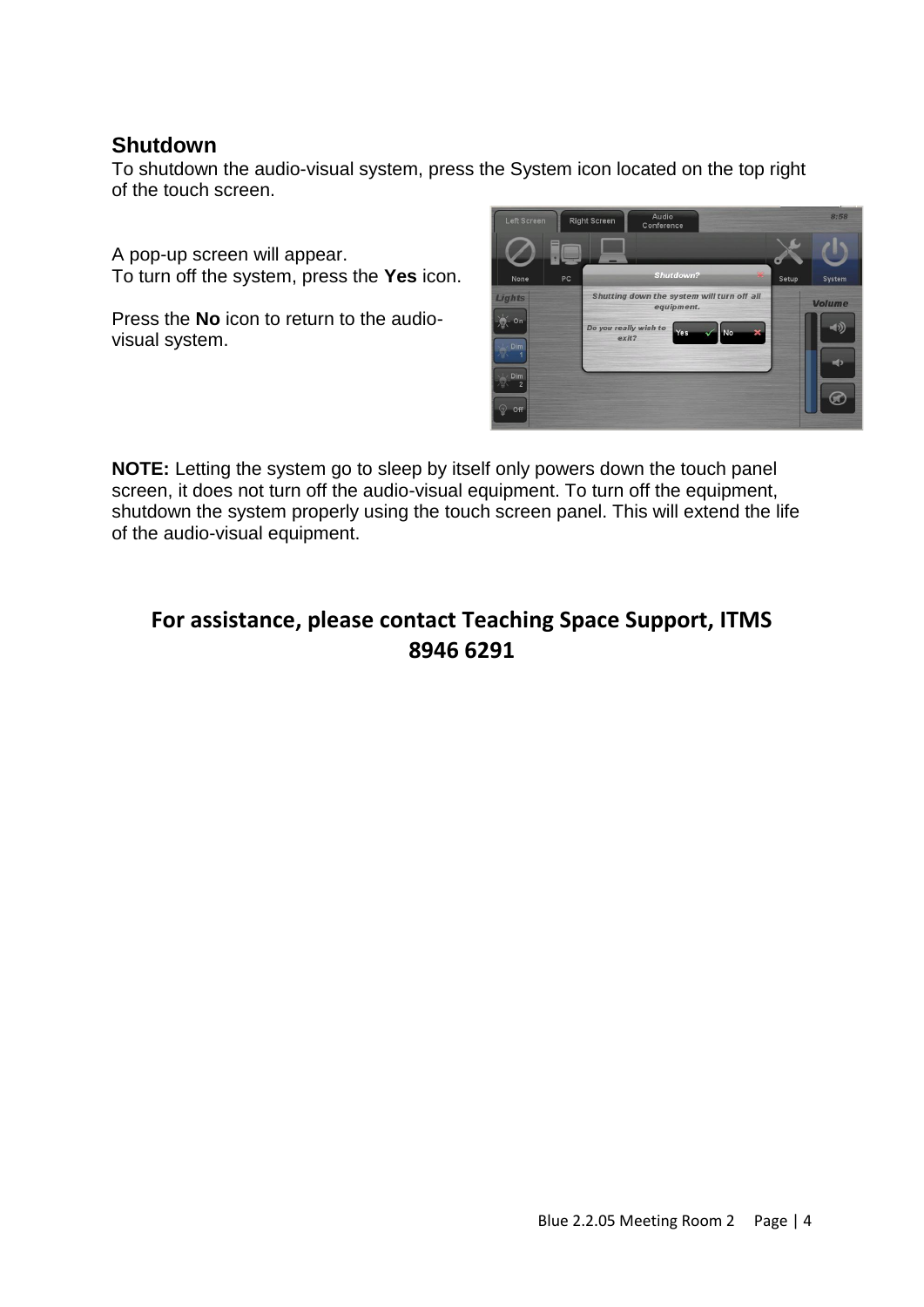## Shutdown

To shutdown the audio-visual system, press the System icon located on the top right of the touch screen.

A pop-up screen will appear.
To turn off the system, press the **Yes** icon.

Press the **No** icon to return to the audio-visual system.

**NOTE:** Letting the system go to sleep by itself only powers down the touch panel screen, it does not turn off the audio-visual equipment. To turn off the equipment, shutdown the system properly using the touch screen panel. This will extend the life of the audio-visual equipment.

**For assistance, please contact Teaching Space Support, ITMS**
**8946 6291**